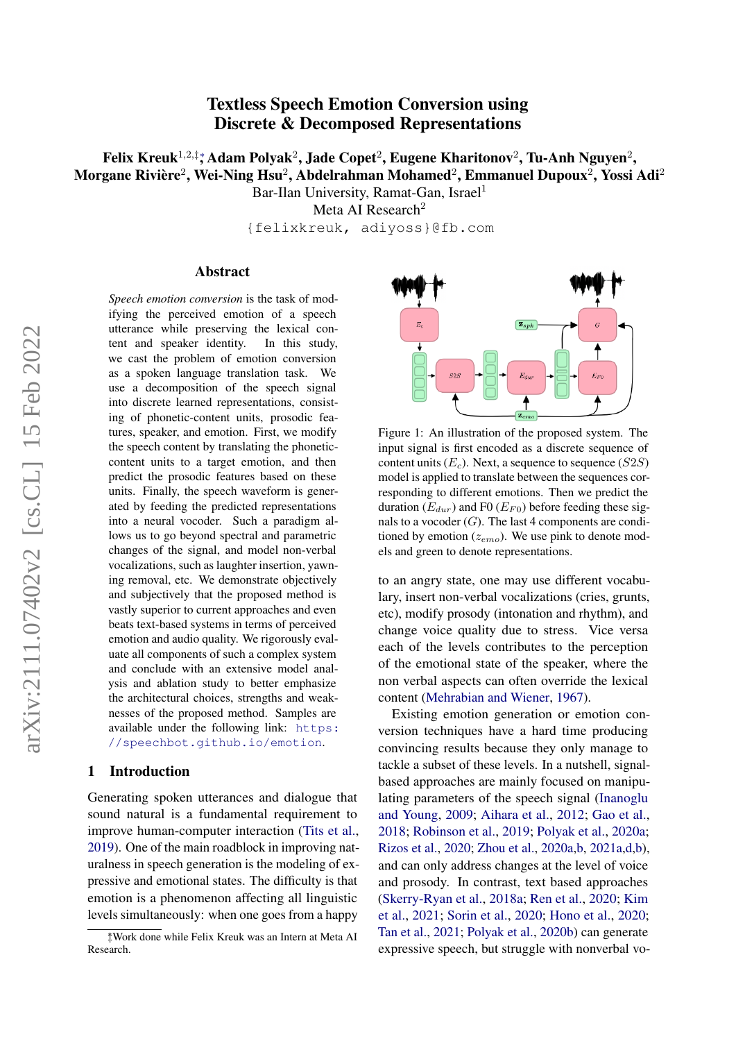# Textless Speech Emotion Conversion using Discrete & Decomposed Representations

**Felix Kreuk**[1,2,‡]*, **Adam Polyak**[2], **Jade Copet**[2], **Eugene Kharitonov**[2], **Tu-Anh Nguyen**[2], **Morgane Rivière**[2], **Wei-Ning Hsu**[2], **Abdelrahman Mohamed**[2], **Emmanuel Dupoux**[2], **Yossi Adi**[2]

Bar-Ilan University, Ramat-Gan, Israel[1]

Meta AI Research[2]

{felixkreuk, adiyoss}@fb.com

## Abstract

*Speech emotion conversion* is the task of modifying the perceived emotion of a speech utterance while preserving the lexical content and speaker identity. In this study, we cast the problem of emotion conversion as a spoken language translation task. We use a decomposition of the speech signal into discrete learned representations, consisting of phonetic-content units, prosodic features, speaker, and emotion. First, we modify the speech content by translating the phonetic-content units to a target emotion, and then predict the prosodic features based on these units. Finally, the speech waveform is generated by feeding the predicted representations into a neural vocoder. Such a paradigm allows us to go beyond spectral and parametric changes of the signal, and model non-verbal vocalizations, such as laughter insertion, yawning removal, etc. We demonstrate objectively and subjectively that the proposed method is vastly superior to current approaches and even beats text-based systems in terms of perceived emotion and audio quality. We rigorously evaluate all components of such a complex system and conclude with an extensive model analysis and ablation study to better emphasize the architectural choices, strengths and weaknesses of the proposed method. Samples are available under the following link: https://speechbot.github.io/emotion.

## 1 Introduction

Generating spoken utterances and dialogue that sound natural is a fundamental requirement to improve human-computer interaction (Tits et al., 2019). One of the main roadblock in improving naturalness in speech generation is the modeling of expressive and emotional states. The difficulty is that emotion is a phenomenon affecting all linguistic levels simultaneously: when one goes from a happy to an angry state, one may use different vocabulary, insert non-verbal vocalizations (cries, grunts, etc), modify prosody (intonation and rhythm), and change voice quality due to stress. Vice versa each of the levels contributes to the perception of the emotional state of the speaker, where the non verbal aspects can often override the lexical content (Mehrabian and Wiener, 1967).

Figure 1: An illustration of the proposed system. The input signal is first encoded as a discrete sequence of content units ($E_c$). Next, a sequence to sequence ($S2S$) model is applied to translate between the sequences corresponding to different emotions. Then we predict the duration ($E_{dur}$) and F0 ($E_{F0}$) before feeding these signals to a vocoder ($G$). The last 4 components are conditioned by emotion ($z_{emo}$). We use pink to denote models and green to denote representations.

Existing emotion generation or emotion conversion techniques have a hard time producing convincing results because they only manage to tackle a subset of these levels. In a nutshell, signal-based approaches are mainly focused on manipulating parameters of the speech signal (Inanoglu and Young, 2009; Aihara et al., 2012; Gao et al., 2018; Robinson et al., 2019; Polyak et al., 2020a; Rizos et al., 2020; Zhou et al., 2020a,b, 2021a,d,b), and can only address changes at the level of voice and prosody. In contrast, text based approaches (Skerry-Ryan et al., 2018a; Ren et al., 2020; Kim et al., 2021; Sorin et al., 2020; Hono et al., 2020; Tan et al., 2021; Polyak et al., 2020b) can generate expressive speech, but struggle with nonverbal vo-

‡Work done while Felix Kreuk was an Intern at Meta AI Research.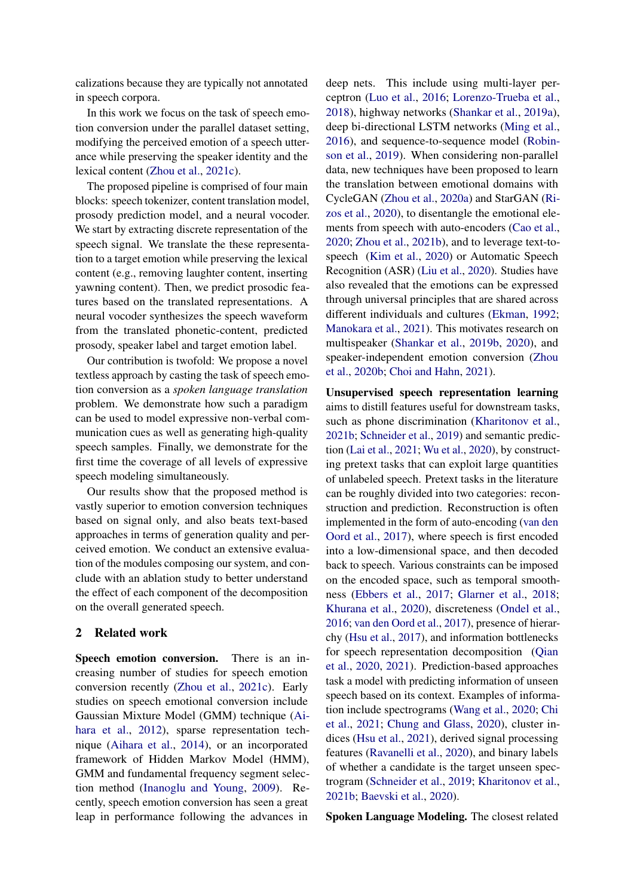calizations because they are typically not annotated in speech corpora.

In this work we focus on the task of speech emotion conversion under the parallel dataset setting, modifying the perceived emotion of a speech utterance while preserving the speaker identity and the lexical content (Zhou et al., 2021c).

The proposed pipeline is comprised of four main blocks: speech tokenizer, content translation model, prosody prediction model, and a neural vocoder. We start by extracting discrete representation of the speech signal. We translate the these representation to a target emotion while preserving the lexical content (e.g., removing laughter content, inserting yawning content). Then, we predict prosodic features based on the translated representations. A neural vocoder synthesizes the speech waveform from the translated phonetic-content, predicted prosody, speaker label and target emotion label.

Our contribution is twofold: We propose a novel textless approach by casting the task of speech emotion conversion as a *spoken language translation* problem. We demonstrate how such a paradigm can be used to model expressive non-verbal communication cues as well as generating high-quality speech samples. Finally, we demonstrate for the first time the coverage of all levels of expressive speech modeling simultaneously.

Our results show that the proposed method is vastly superior to emotion conversion techniques based on signal only, and also beats text-based approaches in terms of generation quality and perceived emotion. We conduct an extensive evaluation of the modules composing our system, and conclude with an ablation study to better understand the effect of each component of the decomposition on the overall generated speech.

## 2 Related work

**Speech emotion conversion.** There is an increasing number of studies for speech emotion conversion recently (Zhou et al., 2021c). Early studies on speech emotional conversion include Gaussian Mixture Model (GMM) technique (Aihara et al., 2012), sparse representation technique (Aihara et al., 2014), or an incorporated framework of Hidden Markov Model (HMM), GMM and fundamental frequency segment selection method (Inanoglu and Young, 2009). Recently, speech emotion conversion has seen a great leap in performance following the advances in deep nets. This include using multi-layer perceptron (Luo et al., 2016; Lorenzo-Trueba et al., 2018), highway networks (Shankar et al., 2019a), deep bi-directional LSTM networks (Ming et al., 2016), and sequence-to-sequence model (Robinson et al., 2019). When considering non-parallel data, new techniques have been proposed to learn the translation between emotional domains with CycleGAN (Zhou et al., 2020a) and StarGAN (Rizos et al., 2020), to disentangle the emotional elements from speech with auto-encoders (Cao et al., 2020; Zhou et al., 2021b), and to leverage text-to-speech (Kim et al., 2020) or Automatic Speech Recognition (ASR) (Liu et al., 2020). Studies have also revealed that the emotions can be expressed through universal principles that are shared across different individuals and cultures (Ekman, 1992; Manokara et al., 2021). This motivates research on multispeaker (Shankar et al., 2019b, 2020), and speaker-independent emotion conversion (Zhou et al., 2020b; Choi and Hahn, 2021).

**Unsupervised speech representation learning** aims to distill features useful for downstream tasks, such as phone discrimination (Kharitonov et al., 2021b; Schneider et al., 2019) and semantic prediction (Lai et al., 2021; Wu et al., 2020), by constructing pretext tasks that can exploit large quantities of unlabeled speech. Pretext tasks in the literature can be roughly divided into two categories: reconstruction and prediction. Reconstruction is often implemented in the form of auto-encoding (van den Oord et al., 2017), where speech is first encoded into a low-dimensional space, and then decoded back to speech. Various constraints can be imposed on the encoded space, such as temporal smoothness (Ebbers et al., 2017; Glarner et al., 2018; Khurana et al., 2020), discreteness (Ondel et al., 2016; van den Oord et al., 2017), presence of hierarchy (Hsu et al., 2017), and information bottlenecks for speech representation decomposition (Qian et al., 2020, 2021). Prediction-based approaches task a model with predicting information of unseen speech based on its context. Examples of information include spectrograms (Wang et al., 2020; Chi et al., 2021; Chung and Glass, 2020), cluster indices (Hsu et al., 2021), derived signal processing features (Ravanelli et al., 2020), and binary labels of whether a candidate is the target unseen spectrogram (Schneider et al., 2019; Kharitonov et al., 2021b; Baevski et al., 2020).

**Spoken Language Modeling.** The closest related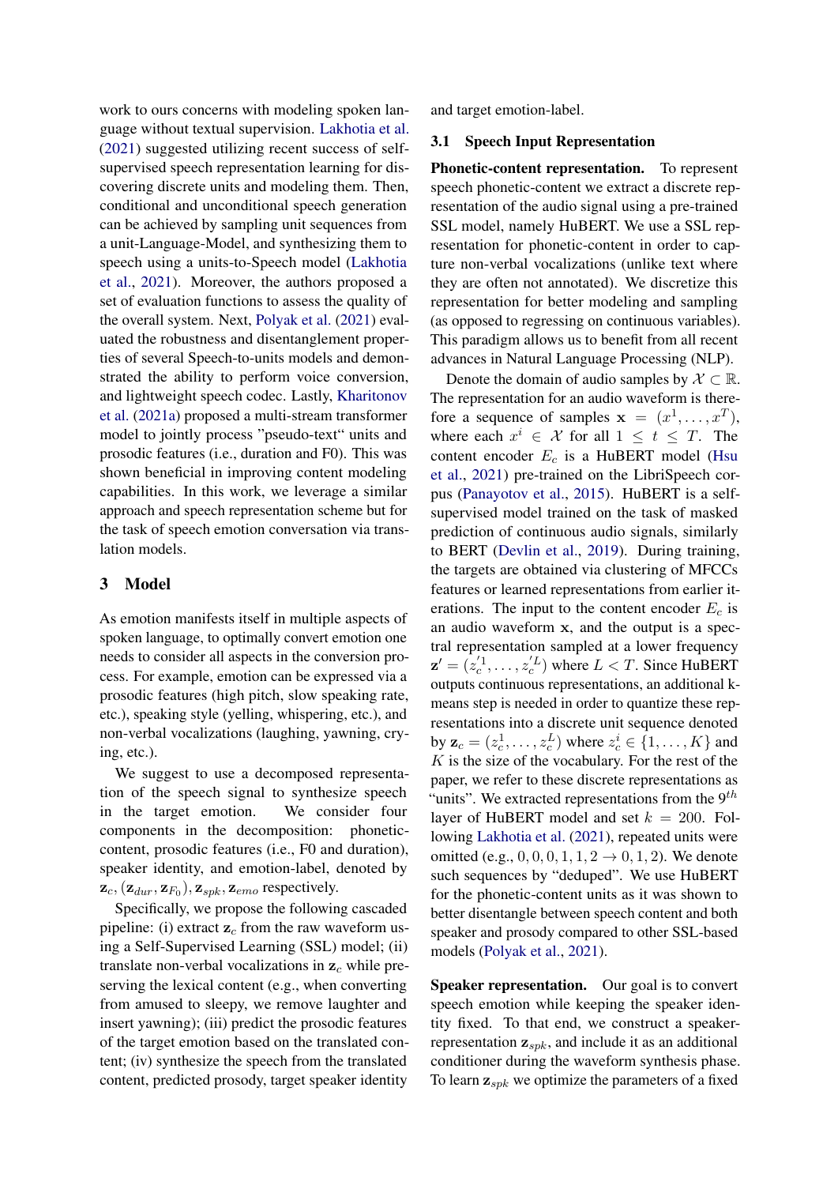work to ours concerns with modeling spoken language without textual supervision. Lakhotia et al. (2021) suggested utilizing recent success of self-supervised speech representation learning for discovering discrete units and modeling them. Then, conditional and unconditional speech generation can be achieved by sampling unit sequences from a unit-Language-Model, and synthesizing them to speech using a units-to-Speech model (Lakhotia et al., 2021). Moreover, the authors proposed a set of evaluation functions to assess the quality of the overall system. Next, Polyak et al. (2021) evaluated the robustness and disentanglement properties of several Speech-to-units models and demonstrated the ability to perform voice conversion, and lightweight speech codec. Lastly, Kharitonov et al. (2021a) proposed a multi-stream transformer model to jointly process "pseudo-text" units and prosodic features (i.e., duration and F0). This was shown beneficial in improving content modeling capabilities. In this work, we leverage a similar approach and speech representation scheme but for the task of speech emotion conversation via translation models.

## 3 Model

As emotion manifests itself in multiple aspects of spoken language, to optimally convert emotion one needs to consider all aspects in the conversion process. For example, emotion can be expressed via a prosodic features (high pitch, slow speaking rate, etc.), speaking style (yelling, whispering, etc.), and non-verbal vocalizations (laughing, yawning, crying, etc.).

We suggest to use a decomposed representation of the speech signal to synthesize speech in the target emotion. We consider four components in the decomposition: phonetic-content, prosodic features (i.e., F0 and duration), speaker identity, and emotion-label, denoted by $\mathbf{z}_c, (\mathbf{z}_{dur}, \mathbf{z}_{F_0}), \mathbf{z}_{spk}, \mathbf{z}_{emo}$ respectively.

Specifically, we propose the following cascaded pipeline: (i) extract $\mathbf{z}_c$ from the raw waveform using a Self-Supervised Learning (SSL) model; (ii) translate non-verbal vocalizations in $\mathbf{z}_c$ while preserving the lexical content (e.g., when converting from amused to sleepy, we remove laughter and insert yawning); (iii) predict the prosodic features of the target emotion based on the translated content; (iv) synthesize the speech from the translated content, predicted prosody, target speaker identity and target emotion-label.

### 3.1 Speech Input Representation

**Phonetic-content representation.** To represent speech phonetic-content we extract a discrete representation of the audio signal using a pre-trained SSL model, namely HuBERT. We use a SSL representation for phonetic-content in order to capture non-verbal vocalizations (unlike text where they are often not annotated). We discretize this representation for better modeling and sampling (as opposed to regressing on continuous variables). This paradigm allows us to benefit from all recent advances in Natural Language Processing (NLP).

Denote the domain of audio samples by $\mathcal{X} \subset \mathbb{R}$. The representation for an audio waveform is therefore a sequence of samples $\mathbf{x} = (x^1, \ldots, x^T)$, where each $x^i \in \mathcal{X}$ for all $1 \leq t \leq T$. The content encoder $E_c$ is a HuBERT model (Hsu et al., 2021) pre-trained on the LibriSpeech corpus (Panayotov et al., 2015). HuBERT is a self-supervised model trained on the task of masked prediction of continuous audio signals, similarly to BERT (Devlin et al., 2019). During training, the targets are obtained via clustering of MFCCs features or learned representations from earlier iterations. The input to the content encoder $E_c$ is an audio waveform $\mathbf{x}$, and the output is a spectral representation sampled at a lower frequency $\mathbf{z}' = (z_c'^1, \ldots, z_c'^L)$ where $L < T$. Since HuBERT outputs continuous representations, an additional k-means step is needed in order to quantize these representations into a discrete unit sequence denoted by $\mathbf{z}_c = (z_c^1, \ldots, z_c^L)$ where $z_c^i \in \{1, \ldots, K\}$ and $K$ is the size of the vocabulary. For the rest of the paper, we refer to these discrete representations as "units". We extracted representations from the $9^{th}$ layer of HuBERT model and set $k = 200$. Following Lakhotia et al. (2021), repeated units were omitted (e.g., $0, 0, 0, 1, 1, 2 \rightarrow 0, 1, 2$). We denote such sequences by "deduped". We use HuBERT for the phonetic-content units as it was shown to better disentangle between speech content and both speaker and prosody compared to other SSL-based models (Polyak et al., 2021).

**Speaker representation.** Our goal is to convert speech emotion while keeping the speaker identity fixed. To that end, we construct a speaker-representation $\mathbf{z}_{spk}$, and include it as an additional conditioner during the waveform synthesis phase. To learn $\mathbf{z}_{spk}$ we optimize the parameters of a fixed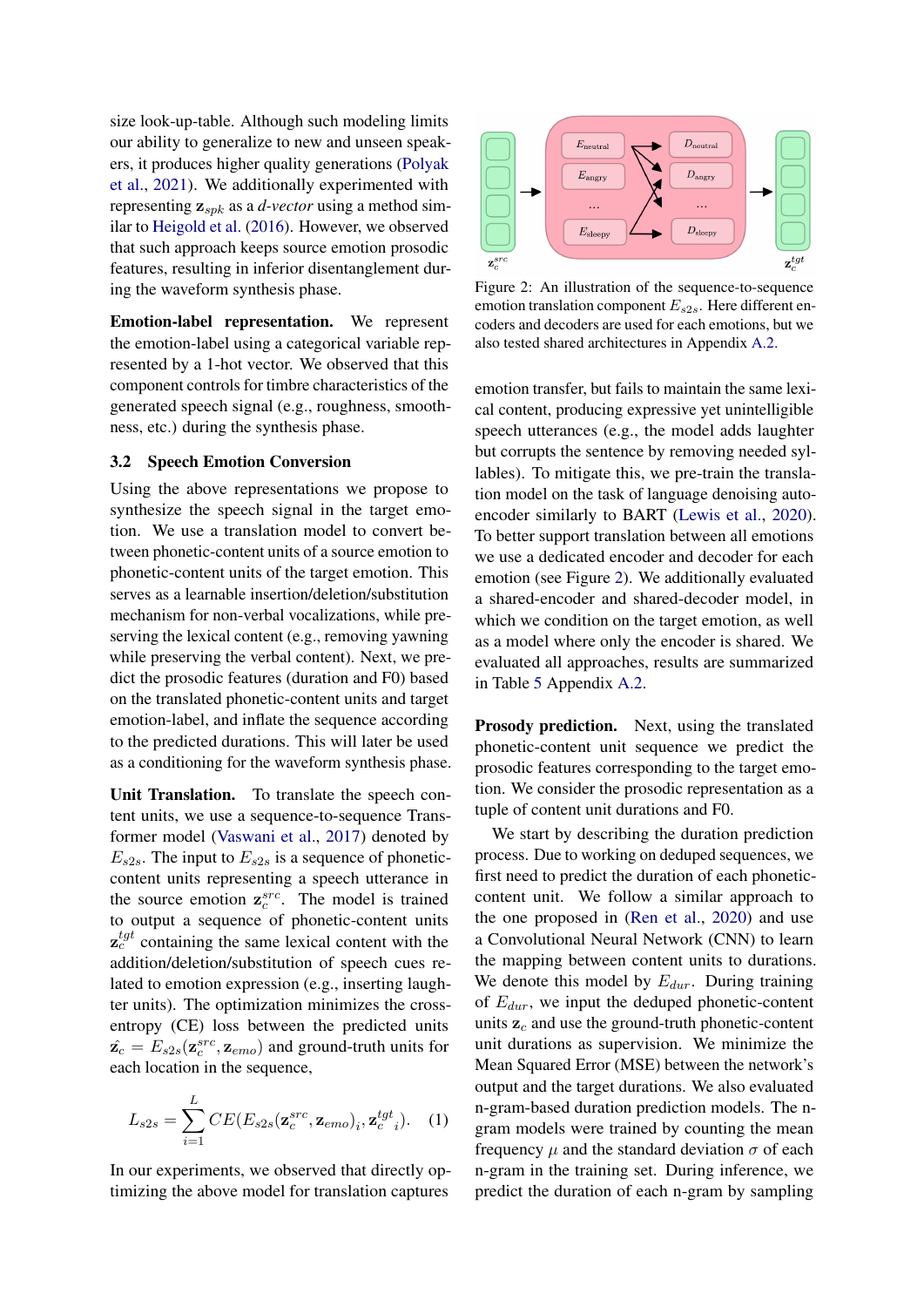size look-up-table. Although such modeling limits our ability to generalize to new and unseen speakers, it produces higher quality generations (Polyak et al., 2021). We additionally experimented with representing $\mathbf{z}_{spk}$ as a *d-vector* using a method similar to Heigold et al. (2016). However, we observed that such approach keeps source emotion prosodic features, resulting in inferior disentanglement during the waveform synthesis phase.

**Emotion-label representation.** We represent the emotion-label using a categorical variable represented by a 1-hot vector. We observed that this component controls for timbre characteristics of the generated speech signal (e.g., roughness, smoothness, etc.) during the synthesis phase.

### 3.2 Speech Emotion Conversion

Using the above representations we propose to synthesize the speech signal in the target emotion. We use a translation model to convert between phonetic-content units of a source emotion to phonetic-content units of the target emotion. This serves as a learnable insertion/deletion/substitution mechanism for non-verbal vocalizations, while preserving the lexical content (e.g., removing yawning while preserving the verbal content). Next, we predict the prosodic features (duration and F0) based on the translated phonetic-content units and target emotion-label, and inflate the sequence according to the predicted durations. This will later be used as a conditioning for the waveform synthesis phase.

**Unit Translation.** To translate the speech content units, we use a sequence-to-sequence Transformer model (Vaswani et al., 2017) denoted by $E_{s2s}$. The input to $E_{s2s}$ is a sequence of phonetic-content units representing a speech utterance in the source emotion $\mathbf{z}_c^{src}$. The model is trained to output a sequence of phonetic-content units $\mathbf{z}_c^{tgt}$ containing the same lexical content with the addition/deletion/substitution of speech cues related to emotion expression (e.g., inserting laughter units). The optimization minimizes the cross-entropy (CE) loss between the predicted units $\hat{\mathbf{z}_c} = E_{s2s}(\mathbf{z}_c^{src}, \mathbf{z}_{emo})$ and ground-truth units for each location in the sequence,

$$L_{s2s} = \sum_{i=1}^{L} CE(E_{s2s}(\mathbf{z}_c^{src}, \mathbf{z}_{emo})_i, {\mathbf{z}_c^{tgt}}_i). \quad (1)$$

In our experiments, we observed that directly optimizing the above model for translation captures emotion transfer, but fails to maintain the same lexical content, producing expressive yet unintelligible speech utterances (e.g., the model adds laughter but corrupts the sentence by removing needed syllables). To mitigate this, we pre-train the translation model on the task of language denoising autoencoder similarly to BART (Lewis et al., 2020). To better support translation between all emotions we use a dedicated encoder and decoder for each emotion (see Figure 2). We additionally evaluated a shared-encoder and shared-decoder model, in which we condition on the target emotion, as well as a model where only the encoder is shared. We evaluated all approaches, results are summarized in Table 5 Appendix A.2.

Figure 2: An illustration of the sequence-to-sequence emotion translation component $E_{s2s}$. Here different encoders and decoders are used for each emotions, but we also tested shared architectures in Appendix A.2.

**Prosody prediction.** Next, using the translated phonetic-content unit sequence we predict the prosodic features corresponding to the target emotion. We consider the prosodic representation as a tuple of content unit durations and F0.

We start by describing the duration prediction process. Due to working on deduped sequences, we first need to predict the duration of each phonetic-content unit. We follow a similar approach to the one proposed in (Ren et al., 2020) and use a Convolutional Neural Network (CNN) to learn the mapping between content units to durations. We denote this model by $E_{dur}$. During training of $E_{dur}$, we input the deduped phonetic-content units $\mathbf{z}_c$ and use the ground-truth phonetic-content unit durations as supervision. We minimize the Mean Squared Error (MSE) between the network's output and the target durations. We also evaluated n-gram-based duration prediction models. The n-gram models were trained by counting the mean frequency $\mu$ and the standard deviation $\sigma$ of each n-gram in the training set. During inference, we predict the duration of each n-gram by sampling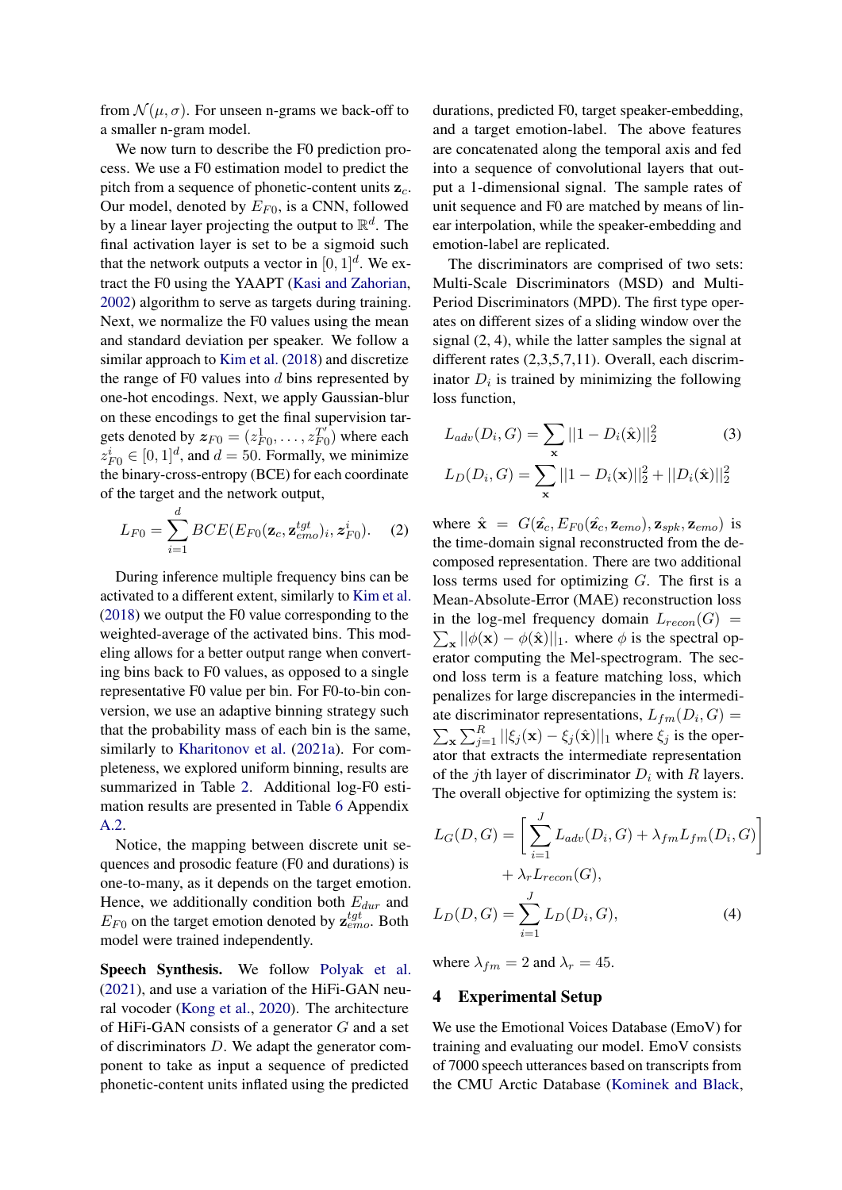from $\mathcal{N}(\mu, \sigma)$. For unseen n-grams we back-off to a smaller n-gram model.

We now turn to describe the F0 prediction process. We use a F0 estimation model to predict the pitch from a sequence of phonetic-content units $\mathbf{z}_c$. Our model, denoted by $E_{F0}$, is a CNN, followed by a linear layer projecting the output to $\mathbb{R}^d$. The final activation layer is set to be a sigmoid such that the network outputs a vector in $[0,1]^d$. We extract the F0 using the YAAPT (Kasi and Zahorian, 2002) algorithm to serve as targets during training. Next, we normalize the F0 values using the mean and standard deviation per speaker. We follow a similar approach to Kim et al. (2018) and discretize the range of F0 values into $d$ bins represented by one-hot encodings. Next, we apply Gaussian-blur on these encodings to get the final supervision targets denoted by $\boldsymbol{z}_{F0} = (z^1_{F0}, \ldots, z^{T'}_{F0})$ where each $z^i_{F0} \in [0,1]^d$, and $d = 50$. Formally, we minimize the binary-cross-entropy (BCE) for each coordinate of the target and the network output,

$$L_{F0} = \sum_{i=1}^{d} BCE(E_{F0}(\mathbf{z}_c, \mathbf{z}^{tgt}_{emo})_i, \boldsymbol{z}^i_{F0}). \quad (2)$$

During inference multiple frequency bins can be activated to a different extent, similarly to Kim et al. (2018) we output the F0 value corresponding to the weighted-average of the activated bins. This modeling allows for a better output range when converting bins back to F0 values, as opposed to a single representative F0 value per bin. For F0-to-bin conversion, we use an adaptive binning strategy such that the probability mass of each bin is the same, similarly to Kharitonov et al. (2021a). For completeness, we explored uniform binning, results are summarized in Table 2. Additional log-F0 estimation results are presented in Table 6 Appendix A.2.

Notice, the mapping between discrete unit sequences and prosodic feature (F0 and durations) is one-to-many, as it depends on the target emotion. Hence, we additionally condition both $E_{dur}$ and $E_{F0}$ on the target emotion denoted by $\mathbf{z}^{tgt}_{emo}$. Both model were trained independently.

**Speech Synthesis.** We follow Polyak et al. (2021), and use a variation of the HiFi-GAN neural vocoder (Kong et al., 2020). The architecture of HiFi-GAN consists of a generator $G$ and a set of discriminators $D$. We adapt the generator component to take as input a sequence of predicted phonetic-content units inflated using the predicted durations, predicted F0, target speaker-embedding, and a target emotion-label. The above features are concatenated along the temporal axis and fed into a sequence of convolutional layers that output a 1-dimensional signal. The sample rates of unit sequence and F0 are matched by means of linear interpolation, while the speaker-embedding and emotion-label are replicated.

The discriminators are comprised of two sets: Multi-Scale Discriminators (MSD) and Multi-Period Discriminators (MPD). The first type operates on different sizes of a sliding window over the signal (2, 4), while the latter samples the signal at different rates (2,3,5,7,11). Overall, each discriminator $D_i$ is trained by minimizing the following loss function,

$$L_{adv}(D_i, G) = \sum_{\mathbf{x}} ||1 - D_i(\hat{\mathbf{x}})||^2_2 \quad (3)$$
$$L_D(D_i, G) = \sum_{\mathbf{x}} ||1 - D_i(\mathbf{x})||^2_2 + ||D_i(\hat{\mathbf{x}})||^2_2$$

where $\hat{\mathbf{x}} = G(\hat{\mathbf{z}_c}, E_{F0}(\hat{\mathbf{z}_c}, \mathbf{z}_{emo}), \mathbf{z}_{spk}, \mathbf{z}_{emo})$ is the time-domain signal reconstructed from the decomposed representation. There are two additional loss terms used for optimizing $G$. The first is a Mean-Absolute-Error (MAE) reconstruction loss in the log-mel frequency domain $L_{recon}(G) = \sum_{\mathbf{x}} ||\phi(\mathbf{x}) - \phi(\hat{\mathbf{x}})||_1$. where $\phi$ is the spectral operator computing the Mel-spectrogram. The second loss term is a feature matching loss, which penalizes for large discrepancies in the intermediate discriminator representations, $L_{fm}(D_i, G) = \sum_{\mathbf{x}} \sum_{j=1}^{R} ||\xi_j(\mathbf{x}) - \xi_j(\hat{\mathbf{x}})||_1$ where $\xi_j$ is the operator that extracts the intermediate representation of the $j$th layer of discriminator $D_i$ with $R$ layers. The overall objective for optimizing the system is:

$$L_G(D, G) = \left[ \sum_{i=1}^{J} L_{adv}(D_i, G) + \lambda_{fm} L_{fm}(D_i, G) \right] + \lambda_r L_{recon}(G),$$
$$L_D(D, G) = \sum_{i=1}^{J} L_D(D_i, G), \quad (4)$$

where $\lambda_{fm} = 2$ and $\lambda_r = 45$.

## 4 Experimental Setup

We use the Emotional Voices Database (EmoV) for training and evaluating our model. EmoV consists of 7000 speech utterances based on transcripts from the CMU Arctic Database (Kominek and Black,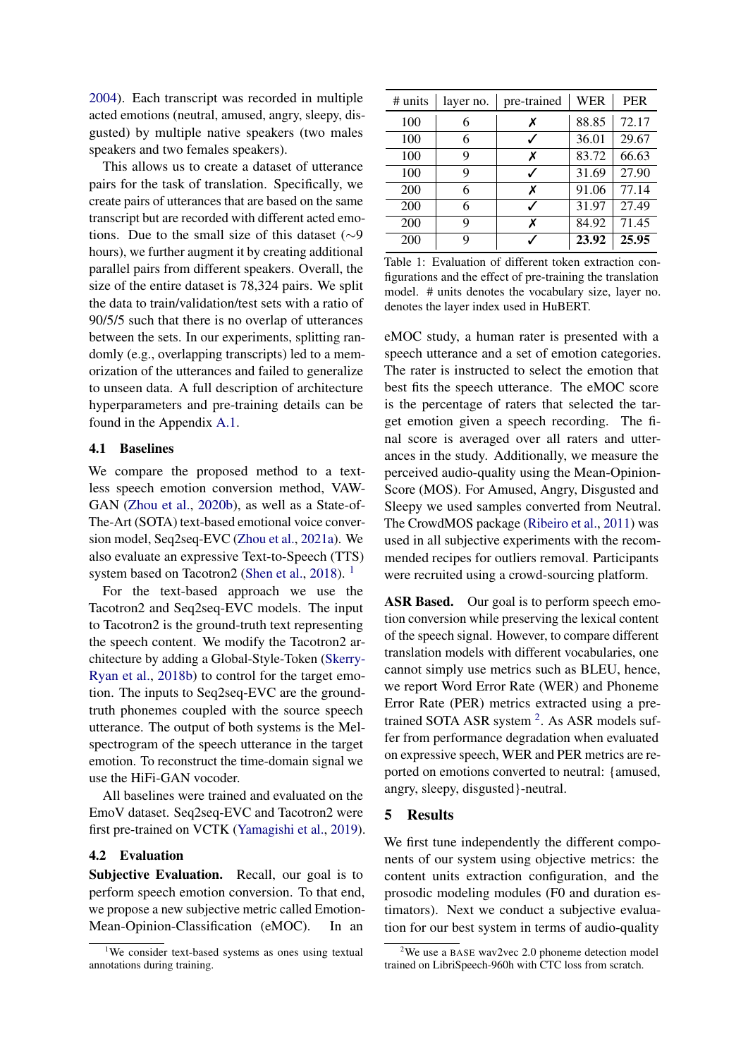2004). Each transcript was recorded in multiple acted emotions (neutral, amused, angry, sleepy, disgusted) by multiple native speakers (two males speakers and two females speakers).

This allows us to create a dataset of utterance pairs for the task of translation. Specifically, we create pairs of utterances that are based on the same transcript but are recorded with different acted emotions. Due to the small size of this dataset (∼9 hours), we further augment it by creating additional parallel pairs from different speakers. Overall, the size of the entire dataset is 78,324 pairs. We split the data to train/validation/test sets with a ratio of 90/5/5 such that there is no overlap of utterances between the sets. In our experiments, splitting randomly (e.g., overlapping transcripts) led to a memorization of the utterances and failed to generalize to unseen data. A full description of architecture hyperparameters and pre-training details can be found in the Appendix A.1.

### 4.1 Baselines

We compare the proposed method to a textless speech emotion conversion method, VAW-GAN (Zhou et al., 2020b), as well as a State-of-The-Art (SOTA) text-based emotional voice conversion model, Seq2seq-EVC (Zhou et al., 2021a). We also evaluate an expressive Text-to-Speech (TTS) system based on Tacotron2 (Shen et al., 2018). [1]

For the text-based approach we use the Tacotron2 and Seq2seq-EVC models. The input to Tacotron2 is the ground-truth text representing the speech content. We modify the Tacotron2 architecture by adding a Global-Style-Token (Skerry-Ryan et al., 2018b) to control for the target emotion. The inputs to Seq2seq-EVC are the ground-truth phonemes coupled with the source speech utterance. The output of both systems is the Mel-spectrogram of the speech utterance in the target emotion. To reconstruct the time-domain signal we use the HiFi-GAN vocoder.

All baselines were trained and evaluated on the EmoV dataset. Seq2seq-EVC and Tacotron2 were first pre-trained on VCTK (Yamagishi et al., 2019).

### 4.2 Evaluation

**Subjective Evaluation.** Recall, our goal is to perform speech emotion conversion. To that end, we propose a new subjective metric called Emotion-Mean-Opinion-Classification (eMOC). In an eMOC study, a human rater is presented with a speech utterance and a set of emotion categories. The rater is instructed to select the emotion that best fits the speech utterance. The eMOC score is the percentage of raters that selected the target emotion given a speech recording. The final score is averaged over all raters and utterances in the study. Additionally, we measure the perceived audio-quality using the Mean-Opinion-Score (MOS). For Amused, Angry, Disgusted and Sleepy we used samples converted from Neutral. The CrowdMOS package (Ribeiro et al., 2011) was used in all subjective experiments with the recommended recipes for outliers removal. Participants were recruited using a crowd-sourcing platform.

| # units | layer no. | pre-trained | WER | PER |
|---|---|---|---|---|
| 100 | 6 | ✗ | 88.85 | 72.17 |
| 100 | 6 | ✓ | 36.01 | 29.67 |
| 100 | 9 | ✗ | 83.72 | 66.63 |
| 100 | 9 | ✓ | 31.69 | 27.90 |
| 200 | 6 | ✗ | 91.06 | 77.14 |
| 200 | 6 | ✓ | 31.97 | 27.49 |
| 200 | 9 | ✗ | 84.92 | 71.45 |
| 200 | 9 | ✓ | **23.92** | **25.95** |

Table 1: Evaluation of different token extraction configurations and the effect of pre-training the translation model. # units denotes the vocabulary size, layer no. denotes the layer index used in HuBERT.

**ASR Based.** Our goal is to perform speech emotion conversion while preserving the lexical content of the speech signal. However, to compare different translation models with different vocabularies, one cannot simply use metrics such as BLEU, hence, we report Word Error Rate (WER) and Phoneme Error Rate (PER) metrics extracted using a pre-trained SOTA ASR system [2]. As ASR models suffer from performance degradation when evaluated on expressive speech, WER and PER metrics are reported on emotions converted to neutral: {amused, angry, sleepy, disgusted}-neutral.

## 5 Results

We first tune independently the different components of our system using objective metrics: the content units extraction configuration, and the prosodic modeling modules (F0 and duration estimators). Next we conduct a subjective evaluation for our best system in terms of audio-quality

[1] We consider text-based systems as ones using textual annotations during training.

[2] We use a BASE wav2vec 2.0 phoneme detection model trained on LibriSpeech-960h with CTC loss from scratch.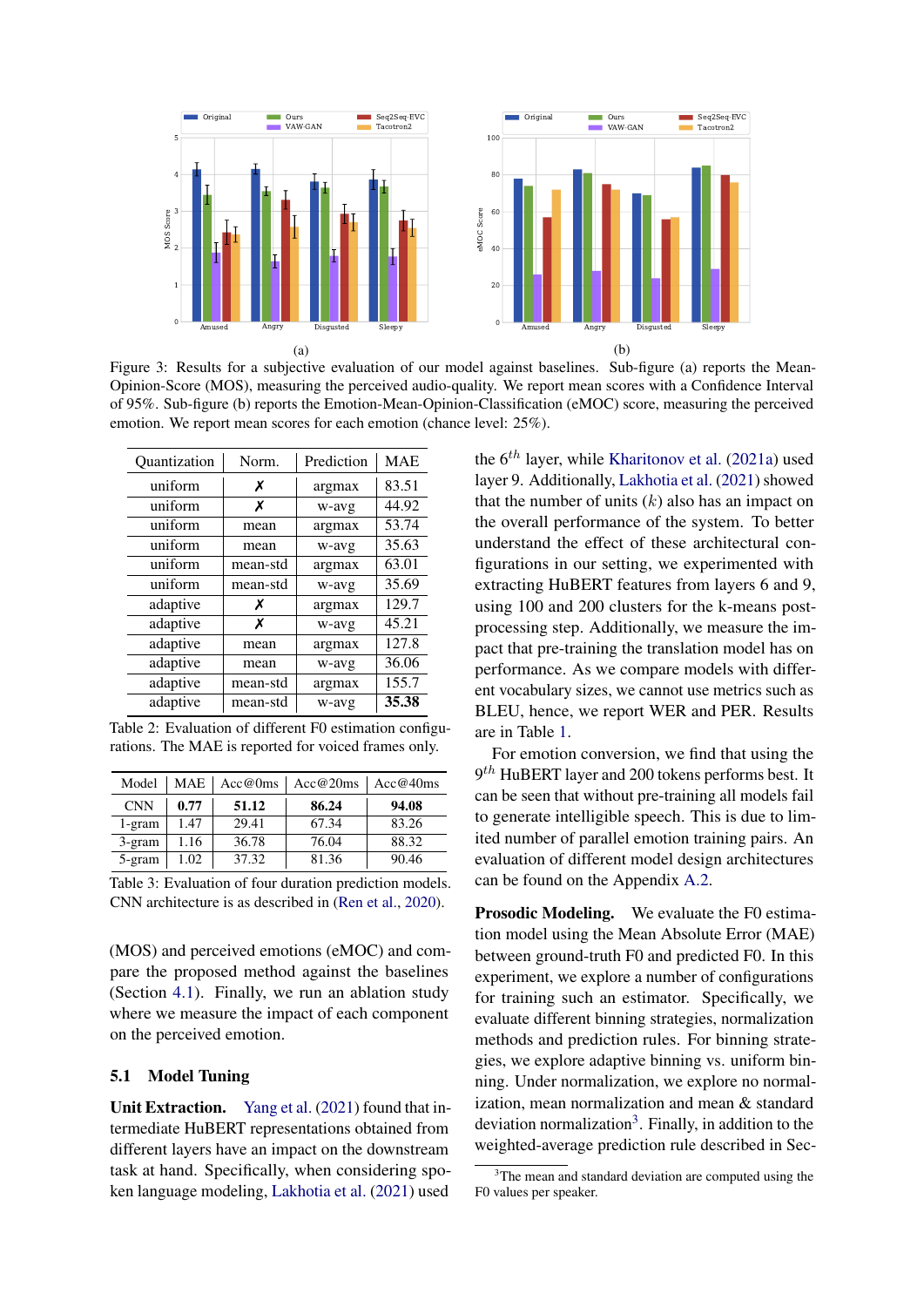Figure 3: Results for a subjective evaluation of our model against baselines. Sub-figure (a) reports the Mean-Opinion-Score (MOS), measuring the perceived audio-quality. We report mean scores with a Confidence Interval of 95%. Sub-figure (b) reports the Emotion-Mean-Opinion-Classification (eMOC) score, measuring the perceived emotion. We report mean scores for each emotion (chance level: 25%).

| Quantization | Norm. | Prediction | MAE |
|---|---|---|---|
| uniform | ✗ | argmax | 83.51 |
| uniform | ✗ | w-avg | 44.92 |
| uniform | mean | argmax | 53.74 |
| uniform | mean | w-avg | 35.63 |
| uniform | mean-std | argmax | 63.01 |
| uniform | mean-std | w-avg | 35.69 |
| adaptive | ✗ | argmax | 129.7 |
| adaptive | ✗ | w-avg | 45.21 |
| adaptive | mean | argmax | 127.8 |
| adaptive | mean | w-avg | 36.06 |
| adaptive | mean-std | argmax | 155.7 |
| adaptive | mean-std | w-avg | **35.38** |

Table 2: Evaluation of different F0 estimation configurations. The MAE is reported for voiced frames only.

| Model | MAE | Acc@0ms | Acc@20ms | Acc@40ms |
|---|---|---|---|---|
| CNN | **0.77** | **51.12** | **86.24** | **94.08** |
| 1-gram | 1.47 | 29.41 | 67.34 | 83.26 |
| 3-gram | 1.16 | 36.78 | 76.04 | 88.32 |
| 5-gram | 1.02 | 37.32 | 81.36 | 90.46 |

Table 3: Evaluation of four duration prediction models. CNN architecture is as described in (Ren et al., 2020).

(MOS) and perceived emotions (eMOC) and compare the proposed method against the baselines (Section 4.1). Finally, we run an ablation study where we measure the impact of each component on the perceived emotion.

## 5.1 Model Tuning

**Unit Extraction.** Yang et al. (2021) found that intermediate HuBERT representations obtained from different layers have an impact on the downstream task at hand. Specifically, when considering spoken language modeling, Lakhotia et al. (2021) used the $6^{th}$ layer, while Kharitonov et al. (2021a) used layer 9. Additionally, Lakhotia et al. (2021) showed that the number of units ($k$) also has an impact on the overall performance of the system. To better understand the effect of these architectural configurations in our setting, we experimented with extracting HuBERT features from layers 6 and 9, using 100 and 200 clusters for the k-means post-processing step. Additionally, we measure the impact that pre-training the translation model has on performance. As we compare models with different vocabulary sizes, we cannot use metrics such as BLEU, hence, we report WER and PER. Results are in Table 1.

For emotion conversion, we find that using the $9^{th}$ HuBERT layer and 200 tokens performs best. It can be seen that without pre-training all models fail to generate intelligible speech. This is due to limited number of parallel emotion training pairs. An evaluation of different model design architectures can be found on the Appendix A.2.

**Prosodic Modeling.** We evaluate the F0 estimation model using the Mean Absolute Error (MAE) between ground-truth F0 and predicted F0. In this experiment, we explore a number of configurations for training such an estimator. Specifically, we evaluate different binning strategies, normalization methods and prediction rules. For binning strategies, we explore adaptive binning vs. uniform binning. Under normalization, we explore no normalization, mean normalization and mean & standard deviation normalization[3]. Finally, in addition to the weighted-average prediction rule described in Sec-

[3]The mean and standard deviation are computed using the F0 values per speaker.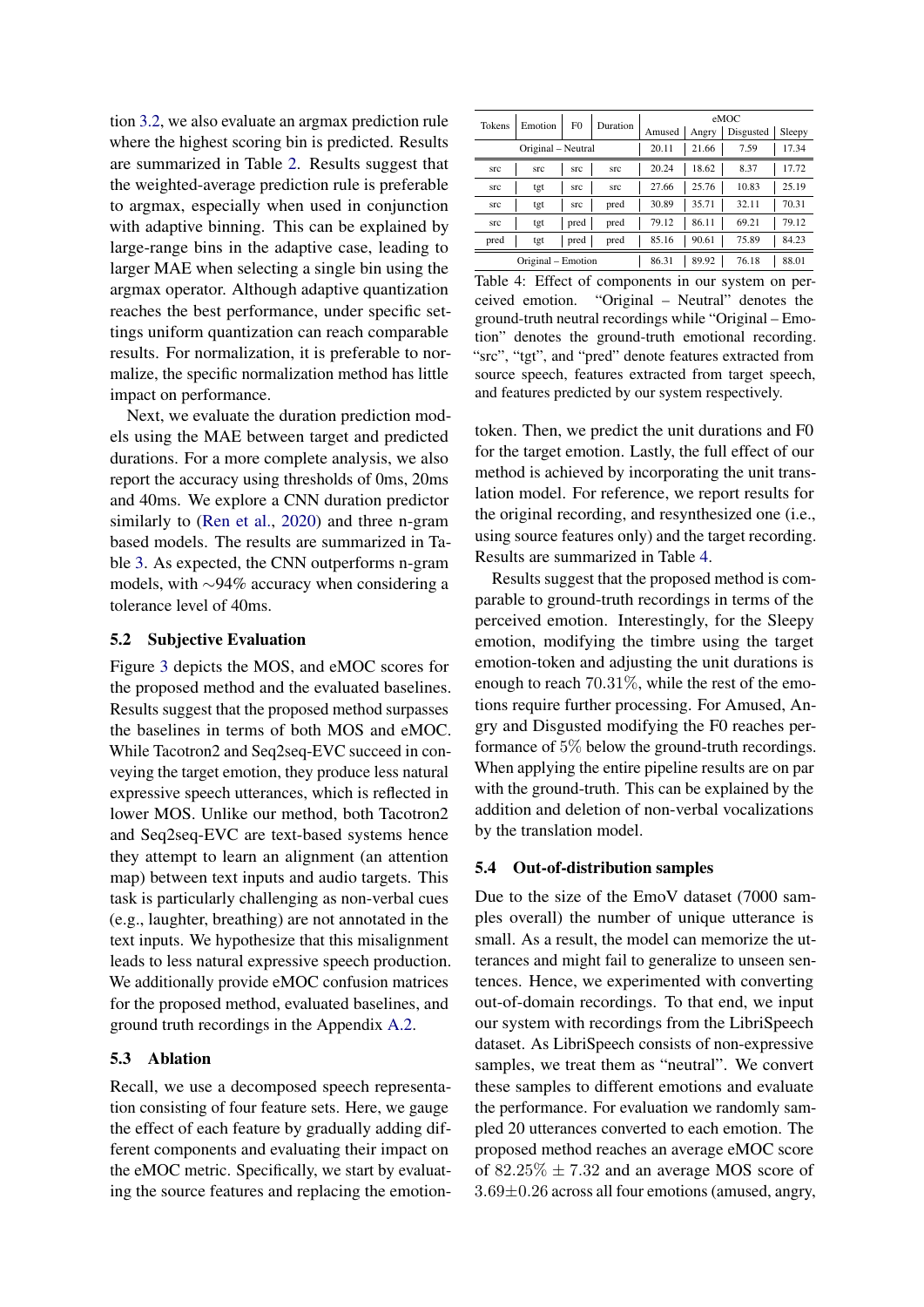tion 3.2, we also evaluate an argmax prediction rule where the highest scoring bin is predicted. Results are summarized in Table 2. Results suggest that the weighted-average prediction rule is preferable to argmax, especially when used in conjunction with adaptive binning. This can be explained by large-range bins in the adaptive case, leading to larger MAE when selecting a single bin using the argmax operator. Although adaptive quantization reaches the best performance, under specific settings uniform quantization can reach comparable results. For normalization, it is preferable to normalize, the specific normalization method has little impact on performance.

Next, we evaluate the duration prediction models using the MAE between target and predicted durations. For a more complete analysis, we also report the accuracy using thresholds of 0ms, 20ms and 40ms. We explore a CNN duration predictor similarly to (Ren et al., 2020) and three n-gram based models. The results are summarized in Table 3. As expected, the CNN outperforms n-gram models, with ∼94% accuracy when considering a tolerance level of 40ms.

### 5.2 Subjective Evaluation

Figure 3 depicts the MOS, and eMOC scores for the proposed method and the evaluated baselines. Results suggest that the proposed method surpasses the baselines in terms of both MOS and eMOC. While Tacotron2 and Seq2seq-EVC succeed in conveying the target emotion, they produce less natural expressive speech utterances, which is reflected in lower MOS. Unlike our method, both Tacotron2 and Seq2seq-EVC are text-based systems hence they attempt to learn an alignment (an attention map) between text inputs and audio targets. This task is particularly challenging as non-verbal cues (e.g., laughter, breathing) are not annotated in the text inputs. We hypothesize that this misalignment leads to less natural expressive speech production. We additionally provide eMOC confusion matrices for the proposed method, evaluated baselines, and ground truth recordings in the Appendix A.2.

### 5.3 Ablation

Recall, we use a decomposed speech representation consisting of four feature sets. Here, we gauge the effect of each feature by gradually adding different components and evaluating their impact on the eMOC metric. Specifically, we start by evaluating the source features and replacing the emotion-token. Then, we predict the unit durations and F0 for the target emotion. Lastly, the full effect of our method is achieved by incorporating the unit translation model. For reference, we report results for the original recording, and resynthesized one (i.e., using source features only) and the target recording. Results are summarized in Table 4.

| Tokens | Emotion | F0 | Duration | eMOC | | | |
|---|---|---|---|---|---|---|---|
| | | | | Amused | Angry | Disgusted | Sleepy |
| Original – Neutral | | | | 20.11 | 21.66 | 7.59 | 17.34 |
| src | src | src | src | 20.24 | 18.62 | 8.37 | 17.72 |
| src | tgt | src | src | 27.66 | 25.76 | 10.83 | 25.19 |
| src | tgt | src | pred | 30.89 | 35.71 | 32.11 | 70.31 |
| src | tgt | pred | pred | 79.12 | 86.11 | 69.21 | 79.12 |
| pred | tgt | pred | pred | 85.16 | 90.61 | 75.89 | 84.23 |
| Original – Emotion | | | | 86.31 | 89.92 | 76.18 | 88.01 |

Table 4: Effect of components in our system on perceived emotion. "Original – Neutral" denotes the ground-truth neutral recordings while "Original – Emotion" denotes the ground-truth emotional recording. "src", "tgt", and "pred" denote features extracted from source speech, features extracted from target speech, and features predicted by our system respectively.

Results suggest that the proposed method is comparable to ground-truth recordings in terms of the perceived emotion. Interestingly, for the Sleepy emotion, modifying the timbre using the target emotion-token and adjusting the unit durations is enough to reach $70.31\%$, while the rest of the emotions require further processing. For Amused, Angry and Disgusted modifying the F0 reaches performance of $5\%$ below the ground-truth recordings. When applying the entire pipeline results are on par with the ground-truth. This can be explained by the addition and deletion of non-verbal vocalizations by the translation model.

### 5.4 Out-of-distribution samples

Due to the size of the EmoV dataset (7000 samples overall) the number of unique utterance is small. As a result, the model can memorize the utterances and might fail to generalize to unseen sentences. Hence, we experimented with converting out-of-domain recordings. To that end, we input our system with recordings from the LibriSpeech dataset. As LibriSpeech consists of non-expressive samples, we treat them as "neutral". We convert these samples to different emotions and evaluate the performance. For evaluation we randomly sampled 20 utterances converted to each emotion. The proposed method reaches an average eMOC score of $82.25\% \pm 7.32$ and an average MOS score of $3.69 \pm 0.26$ across all four emotions (amused, angry,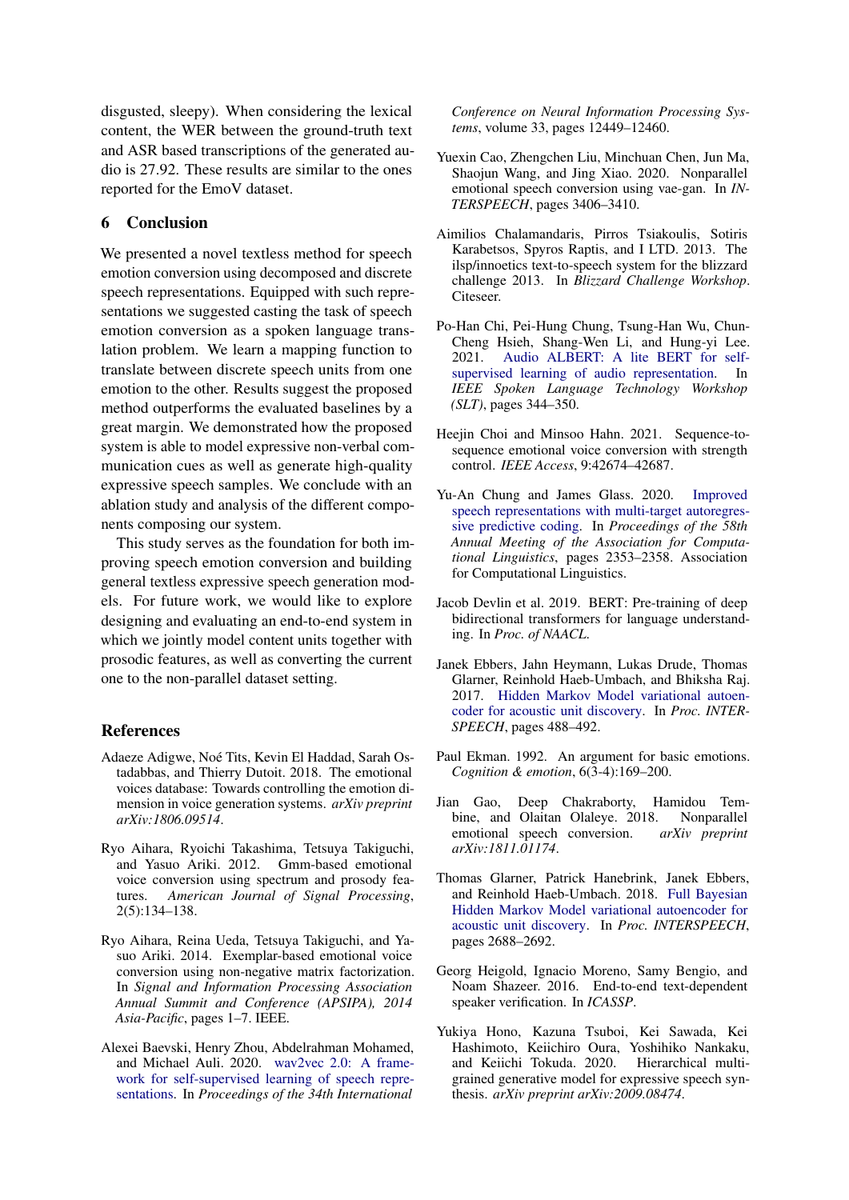disgusted, sleepy). When considering the lexical content, the WER between the ground-truth text and ASR based transcriptions of the generated audio is 27.92. These results are similar to the ones reported for the EmoV dataset.

## 6 Conclusion

We presented a novel textless method for speech emotion conversion using decomposed and discrete speech representations. Equipped with such representations we suggested casting the task of speech emotion conversion as a spoken language translation problem. We learn a mapping function to translate between discrete speech units from one emotion to the other. Results suggest the proposed method outperforms the evaluated baselines by a great margin. We demonstrated how the proposed system is able to model expressive non-verbal communication cues as well as generate high-quality expressive speech samples. We conclude with an ablation study and analysis of the different components composing our system.

This study serves as the foundation for both improving speech emotion conversion and building general textless expressive speech generation models. For future work, we would like to explore designing and evaluating an end-to-end system in which we jointly model content units together with prosodic features, as well as converting the current one to the non-parallel dataset setting.

## References

Adaeze Adigwe, Noé Tits, Kevin El Haddad, Sarah Ostadabbas, and Thierry Dutoit. 2018. The emotional voices database: Towards controlling the emotion dimension in voice generation systems. *arXiv preprint arXiv:1806.09514*.

Ryo Aihara, Ryoichi Takashima, Tetsuya Takiguchi, and Yasuo Ariki. 2012. Gmm-based emotional voice conversion using spectrum and prosody features. *American Journal of Signal Processing*, 2(5):134–138.

Ryo Aihara, Reina Ueda, Tetsuya Takiguchi, and Yasuo Ariki. 2014. Exemplar-based emotional voice conversion using non-negative matrix factorization. In *Signal and Information Processing Association Annual Summit and Conference (APSIPA), 2014 Asia-Pacific*, pages 1–7. IEEE.

Alexei Baevski, Henry Zhou, Abdelrahman Mohamed, and Michael Auli. 2020. wav2vec 2.0: A framework for self-supervised learning of speech representations. In *Proceedings of the 34th International Conference on Neural Information Processing Systems*, volume 33, pages 12449–12460.

Yuexin Cao, Zhengchen Liu, Minchuan Chen, Jun Ma, Shaojun Wang, and Jing Xiao. 2020. Nonparallel emotional speech conversion using vae-gan. In *INTERSPEECH*, pages 3406–3410.

Aimilios Chalamandaris, Pirros Tsiakoulis, Sotiris Karabetsos, Spyros Raptis, and I LTD. 2013. The ilsp/innoetics text-to-speech system for the blizzard challenge 2013. In *Blizzard Challenge Workshop*. Citeseer.

Po-Han Chi, Pei-Hung Chung, Tsung-Han Wu, Chun-Cheng Hsieh, Shang-Wen Li, and Hung-yi Lee. 2021. Audio ALBERT: A lite BERT for self-supervised learning of audio representation. In *IEEE Spoken Language Technology Workshop (SLT)*, pages 344–350.

Heejin Choi and Minsoo Hahn. 2021. Sequence-to-sequence emotional voice conversion with strength control. *IEEE Access*, 9:42674–42687.

Yu-An Chung and James Glass. 2020. Improved speech representations with multi-target autoregressive predictive coding. In *Proceedings of the 58th Annual Meeting of the Association for Computational Linguistics*, pages 2353–2358. Association for Computational Linguistics.

Jacob Devlin et al. 2019. BERT: Pre-training of deep bidirectional transformers for language understanding. In *Proc. of NAACL*.

Janek Ebbers, Jahn Heymann, Lukas Drude, Thomas Glarner, Reinhold Haeb-Umbach, and Bhiksha Raj. 2017. Hidden Markov Model variational autoencoder for acoustic unit discovery. In *Proc. INTERSPEECH*, pages 488–492.

Paul Ekman. 1992. An argument for basic emotions. *Cognition & emotion*, 6(3-4):169–200.

Jian Gao, Deep Chakraborty, Hamidou Tembine, and Olaitan Olaleye. 2018. Nonparallel emotional speech conversion. *arXiv preprint arXiv:1811.01174*.

Thomas Glarner, Patrick Hanebrink, Janek Ebbers, and Reinhold Haeb-Umbach. 2018. Full Bayesian Hidden Markov Model variational autoencoder for acoustic unit discovery. In *Proc. INTERSPEECH*, pages 2688–2692.

Georg Heigold, Ignacio Moreno, Samy Bengio, and Noam Shazeer. 2016. End-to-end text-dependent speaker verification. In *ICASSP*.

Yukiya Hono, Kazuna Tsuboi, Kei Sawada, Kei Hashimoto, Keiichiro Oura, Yoshihiko Nankaku, and Keiichi Tokuda. 2020. Hierarchical multi-grained generative model for expressive speech synthesis. *arXiv preprint arXiv:2009.08474*.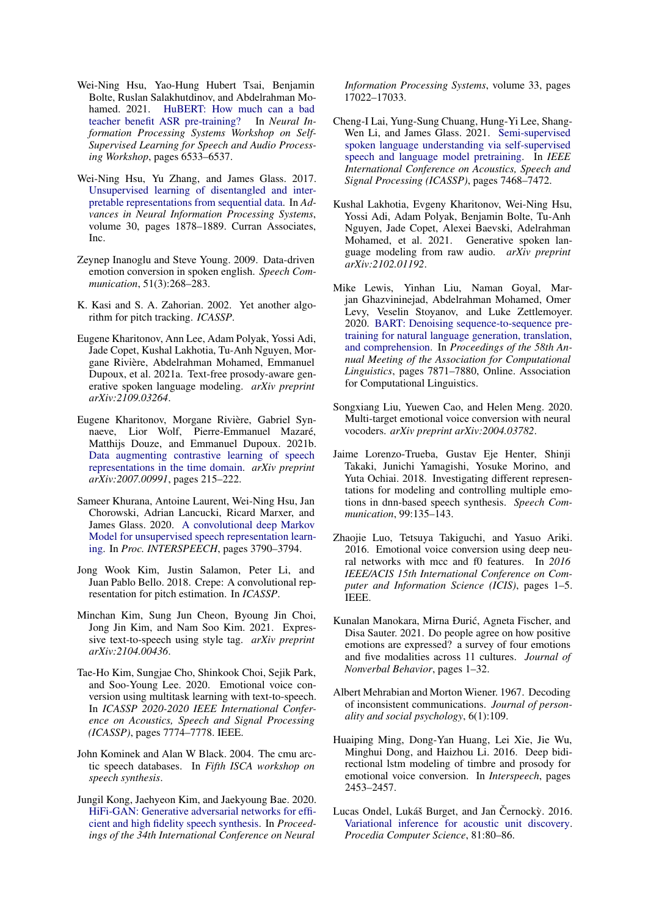Wei-Ning Hsu, Yao-Hung Hubert Tsai, Benjamin Bolte, Ruslan Salakhutdinov, and Abdelrahman Mohamed. 2021. HuBERT: How much can a bad teacher benefit ASR pre-training? In *Neural Information Processing Systems Workshop on Self-Supervised Learning for Speech and Audio Processing Workshop*, pages 6533–6537.

Wei-Ning Hsu, Yu Zhang, and James Glass. 2017. Unsupervised learning of disentangled and interpretable representations from sequential data. In *Advances in Neural Information Processing Systems*, volume 30, pages 1878–1889. Curran Associates, Inc.

Zeynep Inanoglu and Steve Young. 2009. Data-driven emotion conversion in spoken english. *Speech Communication*, 51(3):268–283.

K. Kasi and S. A. Zahorian. 2002. Yet another algorithm for pitch tracking. *ICASSP*.

Eugene Kharitonov, Ann Lee, Adam Polyak, Yossi Adi, Jade Copet, Kushal Lakhotia, Tu-Anh Nguyen, Morgane Rivière, Abdelrahman Mohamed, Emmanuel Dupoux, et al. 2021a. Text-free prosody-aware generative spoken language modeling. *arXiv preprint arXiv:2109.03264*.

Eugene Kharitonov, Morgane Rivière, Gabriel Synnaeve, Lior Wolf, Pierre-Emmanuel Mazaré, Matthijs Douze, and Emmanuel Dupoux. 2021b. Data augmenting contrastive learning of speech representations in the time domain. *arXiv preprint arXiv:2007.00991*, pages 215–222.

Sameer Khurana, Antoine Laurent, Wei-Ning Hsu, Jan Chorowski, Adrian Lancucki, Ricard Marxer, and James Glass. 2020. A convolutional deep Markov Model for unsupervised speech representation learning. In *Proc. INTERSPEECH*, pages 3790–3794.

Jong Wook Kim, Justin Salamon, Peter Li, and Juan Pablo Bello. 2018. Crepe: A convolutional representation for pitch estimation. In *ICASSP*.

Minchan Kim, Sung Jun Cheon, Byoung Jin Choi, Jong Jin Kim, and Nam Soo Kim. 2021. Expressive text-to-speech using style tag. *arXiv preprint arXiv:2104.00436*.

Tae-Ho Kim, Sungjae Cho, Shinkook Choi, Sejik Park, and Soo-Young Lee. 2020. Emotional voice conversion using multitask learning with text-to-speech. In *ICASSP 2020-2020 IEEE International Conference on Acoustics, Speech and Signal Processing (ICASSP)*, pages 7774–7778. IEEE.

John Kominek and Alan W Black. 2004. The cmu arctic speech databases. In *Fifth ISCA workshop on speech synthesis*.

Jungil Kong, Jaehyeon Kim, and Jaekyoung Bae. 2020. HiFi-GAN: Generative adversarial networks for efficient and high fidelity speech synthesis. In *Proceedings of the 34th International Conference on Neural Information Processing Systems*, volume 33, pages 17022–17033.

Cheng-I Lai, Yung-Sung Chuang, Hung-Yi Lee, Shang-Wen Li, and James Glass. 2021. Semi-supervised spoken language understanding via self-supervised speech and language model pretraining. In *IEEE International Conference on Acoustics, Speech and Signal Processing (ICASSP)*, pages 7468–7472.

Kushal Lakhotia, Evgeny Kharitonov, Wei-Ning Hsu, Yossi Adi, Adam Polyak, Benjamin Bolte, Tu-Anh Nguyen, Jade Copet, Alexei Baevski, Adelrahman Mohamed, et al. 2021. Generative spoken language modeling from raw audio. *arXiv preprint arXiv:2102.01192*.

Mike Lewis, Yinhan Liu, Naman Goyal, Marjan Ghazvininejad, Abdelrahman Mohamed, Omer Levy, Veselin Stoyanov, and Luke Zettlemoyer. 2020. BART: Denoising sequence-to-sequence pretraining for natural language generation, translation, and comprehension. In *Proceedings of the 58th Annual Meeting of the Association for Computational Linguistics*, pages 7871–7880, Online. Association for Computational Linguistics.

Songxiang Liu, Yuewen Cao, and Helen Meng. 2020. Multi-target emotional voice conversion with neural vocoders. *arXiv preprint arXiv:2004.03782*.

Jaime Lorenzo-Trueba, Gustav Eje Henter, Shinji Takaki, Junichi Yamagishi, Yosuke Morino, and Yuta Ochiai. 2018. Investigating different representations for modeling and controlling multiple emotions in dnn-based speech synthesis. *Speech Communication*, 99:135–143.

Zhaojie Luo, Tetsuya Takiguchi, and Yasuo Ariki. 2016. Emotional voice conversion using deep neural networks with mcc and f0 features. In *2016 IEEE/ACIS 15th International Conference on Computer and Information Science (ICIS)*, pages 1–5. IEEE.

Kunalan Manokara, Mirna Đurić, Agneta Fischer, and Disa Sauter. 2021. Do people agree on how positive emotions are expressed? a survey of four emotions and five modalities across 11 cultures. *Journal of Nonverbal Behavior*, pages 1–32.

Albert Mehrabian and Morton Wiener. 1967. Decoding of inconsistent communications. *Journal of personality and social psychology*, 6(1):109.

Huaiping Ming, Dong-Yan Huang, Lei Xie, Jie Wu, Minghui Dong, and Haizhou Li. 2016. Deep bidirectional lstm modeling of timbre and prosody for emotional voice conversion. In *Interspeech*, pages 2453–2457.

Lucas Ondel, Lukáš Burget, and Jan Černockỳ. 2016. Variational inference for acoustic unit discovery. *Procedia Computer Science*, 81:80–86.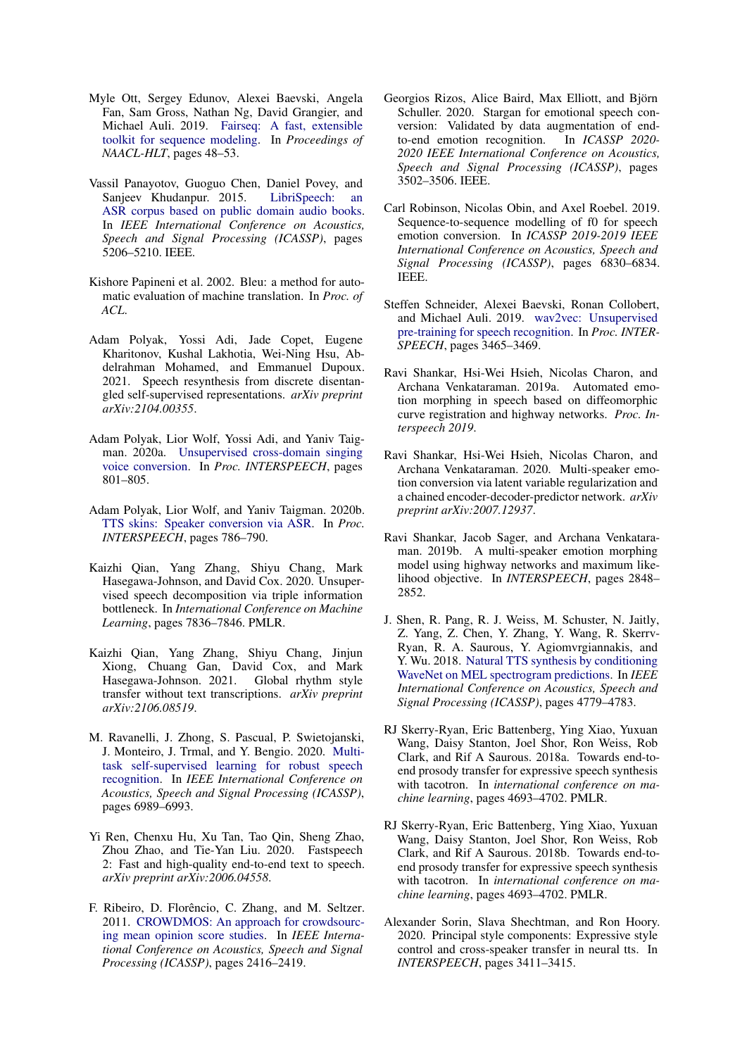Myle Ott, Sergey Edunov, Alexei Baevski, Angela Fan, Sam Gross, Nathan Ng, David Grangier, and Michael Auli. 2019. Fairseq: A fast, extensible toolkit for sequence modeling. In *Proceedings of NAACL-HLT*, pages 48–53.

Vassil Panayotov, Guoguo Chen, Daniel Povey, and Sanjeev Khudanpur. 2015. LibriSpeech: an ASR corpus based on public domain audio books. In *IEEE International Conference on Acoustics, Speech and Signal Processing (ICASSP)*, pages 5206–5210. IEEE.

Kishore Papineni et al. 2002. Bleu: a method for automatic evaluation of machine translation. In *Proc. of ACL*.

Adam Polyak, Yossi Adi, Jade Copet, Eugene Kharitonov, Kushal Lakhotia, Wei-Ning Hsu, Abdelrahman Mohamed, and Emmanuel Dupoux. 2021. Speech resynthesis from discrete disentangled self-supervised representations. *arXiv preprint arXiv:2104.00355*.

Adam Polyak, Lior Wolf, Yossi Adi, and Yaniv Taigman. 2020a. Unsupervised cross-domain singing voice conversion. In *Proc. INTERSPEECH*, pages 801–805.

Adam Polyak, Lior Wolf, and Yaniv Taigman. 2020b. TTS skins: Speaker conversion via ASR. In *Proc. INTERSPEECH*, pages 786–790.

Kaizhi Qian, Yang Zhang, Shiyu Chang, Mark Hasegawa-Johnson, and David Cox. 2020. Unsupervised speech decomposition via triple information bottleneck. In *International Conference on Machine Learning*, pages 7836–7846. PMLR.

Kaizhi Qian, Yang Zhang, Shiyu Chang, Jinjun Xiong, Chuang Gan, David Cox, and Mark Hasegawa-Johnson. 2021. Global rhythm style transfer without text transcriptions. *arXiv preprint arXiv:2106.08519*.

M. Ravanelli, J. Zhong, S. Pascual, P. Swietojanski, J. Monteiro, J. Trmal, and Y. Bengio. 2020. Multi-task self-supervised learning for robust speech recognition. In *IEEE International Conference on Acoustics, Speech and Signal Processing (ICASSP)*, pages 6989–6993.

Yi Ren, Chenxu Hu, Xu Tan, Tao Qin, Sheng Zhao, Zhou Zhao, and Tie-Yan Liu. 2020. Fastspeech 2: Fast and high-quality end-to-end text to speech. *arXiv preprint arXiv:2006.04558*.

F. Ribeiro, D. Florêncio, C. Zhang, and M. Seltzer. 2011. CROWDMOS: An approach for crowdsourcing mean opinion score studies. In *IEEE International Conference on Acoustics, Speech and Signal Processing (ICASSP)*, pages 2416–2419.

Georgios Rizos, Alice Baird, Max Elliott, and Björn Schuller. 2020. Stargan for emotional speech conversion: Validated by data augmentation of end-to-end emotion recognition. In *ICASSP 2020-2020 IEEE International Conference on Acoustics, Speech and Signal Processing (ICASSP)*, pages 3502–3506. IEEE.

Carl Robinson, Nicolas Obin, and Axel Roebel. 2019. Sequence-to-sequence modelling of f0 for speech emotion conversion. In *ICASSP 2019-2019 IEEE International Conference on Acoustics, Speech and Signal Processing (ICASSP)*, pages 6830–6834. IEEE.

Steffen Schneider, Alexei Baevski, Ronan Collobert, and Michael Auli. 2019. wav2vec: Unsupervised pre-training for speech recognition. In *Proc. INTERSPEECH*, pages 3465–3469.

Ravi Shankar, Hsi-Wei Hsieh, Nicolas Charon, and Archana Venkataraman. 2019a. Automated emotion morphing in speech based on diffeomorphic curve registration and highway networks. *Proc. Interspeech 2019*.

Ravi Shankar, Hsi-Wei Hsieh, Nicolas Charon, and Archana Venkataraman. 2020. Multi-speaker emotion conversion via latent variable regularization and a chained encoder-decoder-predictor network. *arXiv preprint arXiv:2007.12937*.

Ravi Shankar, Jacob Sager, and Archana Venkataraman. 2019b. A multi-speaker emotion morphing model using highway networks and maximum likelihood objective. In *INTERSPEECH*, pages 2848–2852.

J. Shen, R. Pang, R. J. Weiss, M. Schuster, N. Jaitly, Z. Yang, Z. Chen, Y. Zhang, Y. Wang, R. Skerrv-Ryan, R. A. Saurous, Y. Agiomvrgiannakis, and Y. Wu. 2018. Natural TTS synthesis by conditioning WaveNet on MEL spectrogram predictions. In *IEEE International Conference on Acoustics, Speech and Signal Processing (ICASSP)*, pages 4779–4783.

RJ Skerry-Ryan, Eric Battenberg, Ying Xiao, Yuxuan Wang, Daisy Stanton, Joel Shor, Ron Weiss, Rob Clark, and Rif A Saurous. 2018a. Towards end-to-end prosody transfer for expressive speech synthesis with tacotron. In *international conference on machine learning*, pages 4693–4702. PMLR.

RJ Skerry-Ryan, Eric Battenberg, Ying Xiao, Yuxuan Wang, Daisy Stanton, Joel Shor, Ron Weiss, Rob Clark, and Rif A Saurous. 2018b. Towards end-to-end prosody transfer for expressive speech synthesis with tacotron. In *international conference on machine learning*, pages 4693–4702. PMLR.

Alexander Sorin, Slava Shechtman, and Ron Hoory. 2020. Principal style components: Expressive style control and cross-speaker transfer in neural tts. In *INTERSPEECH*, pages 3411–3415.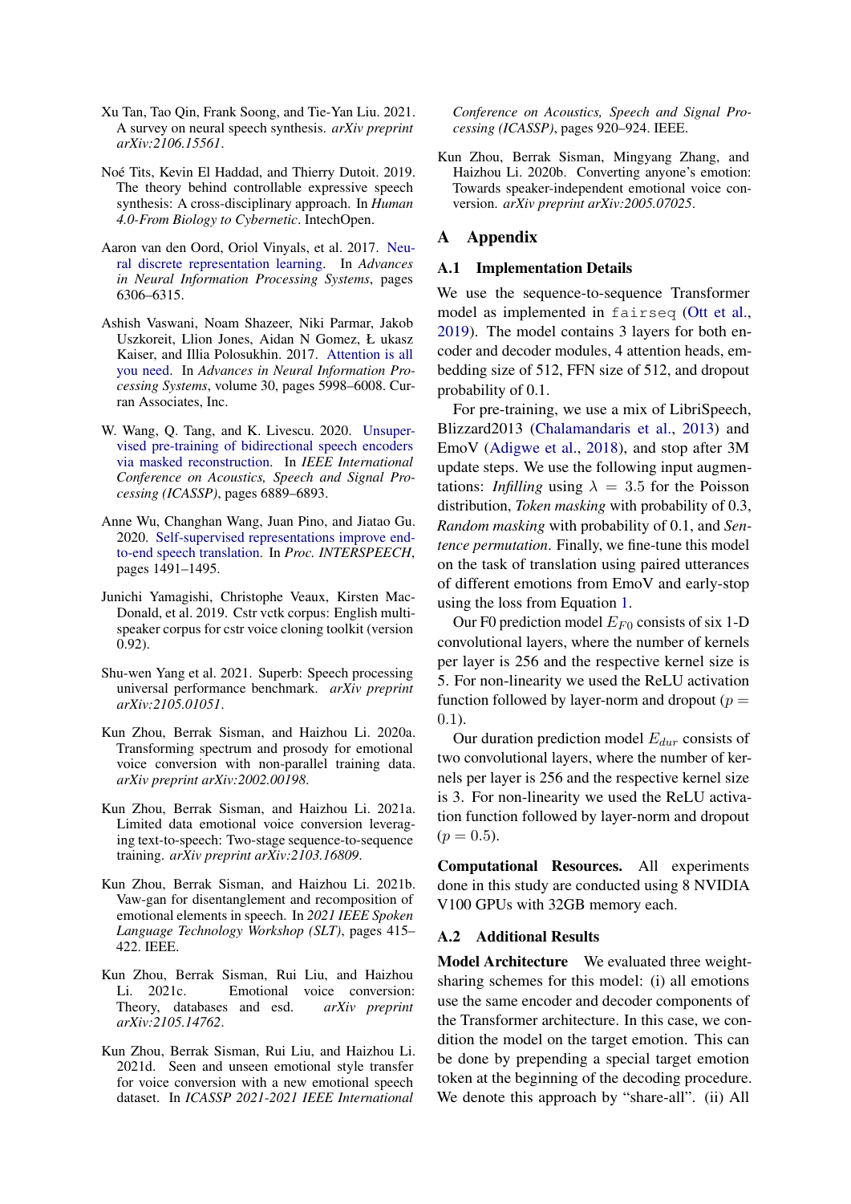Xu Tan, Tao Qin, Frank Soong, and Tie-Yan Liu. 2021. A survey on neural speech synthesis. *arXiv preprint arXiv:2106.15561*.

Noé Tits, Kevin El Haddad, and Thierry Dutoit. 2019. The theory behind controllable expressive speech synthesis: A cross-disciplinary approach. In *Human 4.0-From Biology to Cybernetic*. IntechOpen.

Aaron van den Oord, Oriol Vinyals, et al. 2017. Neural discrete representation learning. In *Advances in Neural Information Processing Systems*, pages 6306–6315.

Ashish Vaswani, Noam Shazeer, Niki Parmar, Jakob Uszkoreit, Llion Jones, Aidan N Gomez, Ł ukasz Kaiser, and Illia Polosukhin. 2017. Attention is all you need. In *Advances in Neural Information Processing Systems*, volume 30, pages 5998–6008. Curran Associates, Inc.

W. Wang, Q. Tang, and K. Livescu. 2020. Unsupervised pre-training of bidirectional speech encoders via masked reconstruction. In *IEEE International Conference on Acoustics, Speech and Signal Processing (ICASSP)*, pages 6889–6893.

Anne Wu, Changhan Wang, Juan Pino, and Jiatao Gu. 2020. Self-supervised representations improve end-to-end speech translation. In *Proc. INTERSPEECH*, pages 1491–1495.

Junichi Yamagishi, Christophe Veaux, Kirsten MacDonald, et al. 2019. Cstr vctk corpus: English multi-speaker corpus for cstr voice cloning toolkit (version 0.92).

Shu-wen Yang et al. 2021. Superb: Speech processing universal performance benchmark. *arXiv preprint arXiv:2105.01051*.

Kun Zhou, Berrak Sisman, and Haizhou Li. 2020a. Transforming spectrum and prosody for emotional voice conversion with non-parallel training data. *arXiv preprint arXiv:2002.00198*.

Kun Zhou, Berrak Sisman, and Haizhou Li. 2021a. Limited data emotional voice conversion leveraging text-to-speech: Two-stage sequence-to-sequence training. *arXiv preprint arXiv:2103.16809*.

Kun Zhou, Berrak Sisman, and Haizhou Li. 2021b. Vaw-gan for disentanglement and recomposition of emotional elements in speech. In *2021 IEEE Spoken Language Technology Workshop (SLT)*, pages 415–422. IEEE.

Kun Zhou, Berrak Sisman, Rui Liu, and Haizhou Li. 2021c. Emotional voice conversion: Theory, databases and esd. *arXiv preprint arXiv:2105.14762*.

Kun Zhou, Berrak Sisman, Rui Liu, and Haizhou Li. 2021d. Seen and unseen emotional style transfer for voice conversion with a new emotional speech dataset. In *ICASSP 2021-2021 IEEE International Conference on Acoustics, Speech and Signal Processing (ICASSP)*, pages 920–924. IEEE.

Kun Zhou, Berrak Sisman, Mingyang Zhang, and Haizhou Li. 2020b. Converting anyone's emotion: Towards speaker-independent emotional voice conversion. *arXiv preprint arXiv:2005.07025*.

# A Appendix

## A.1 Implementation Details

We use the sequence-to-sequence Transformer model as implemented in `fairseq` (Ott et al., 2019). The model contains 3 layers for both encoder and decoder modules, 4 attention heads, embedding size of 512, FFN size of 512, and dropout probability of 0.1.

For pre-training, we use a mix of LibriSpeech, Blizzard2013 (Chalamandaris et al., 2013) and EmoV (Adigwe et al., 2018), and stop after 3M update steps. We use the following input augmentations: *Infilling* using $\lambda = 3.5$ for the Poisson distribution, *Token masking* with probability of 0.3, *Random masking* with probability of 0.1, and *Sentence permutation*. Finally, we fine-tune this model on the task of translation using paired utterances of different emotions from EmoV and early-stop using the loss from Equation 1.

Our F0 prediction model $E_{F0}$ consists of six 1-D convolutional layers, where the number of kernels per layer is 256 and the respective kernel size is 5. For non-linearity we used the ReLU activation function followed by layer-norm and dropout ($p = 0.1$).

Our duration prediction model $E_{dur}$ consists of two convolutional layers, where the number of kernels per layer is 256 and the respective kernel size is 3. For non-linearity we used the ReLU activation function followed by layer-norm and dropout ($p = 0.5$).

**Computational Resources.** All experiments done in this study are conducted using 8 NVIDIA V100 GPUs with 32GB memory each.

## A.2 Additional Results

**Model Architecture** We evaluated three weight-sharing schemes for this model: (i) all emotions use the same encoder and decoder components of the Transformer architecture. In this case, we condition the model on the target emotion. This can be done by prepending a special target emotion token at the beginning of the decoding procedure. We denote this approach by "share-all". (ii) All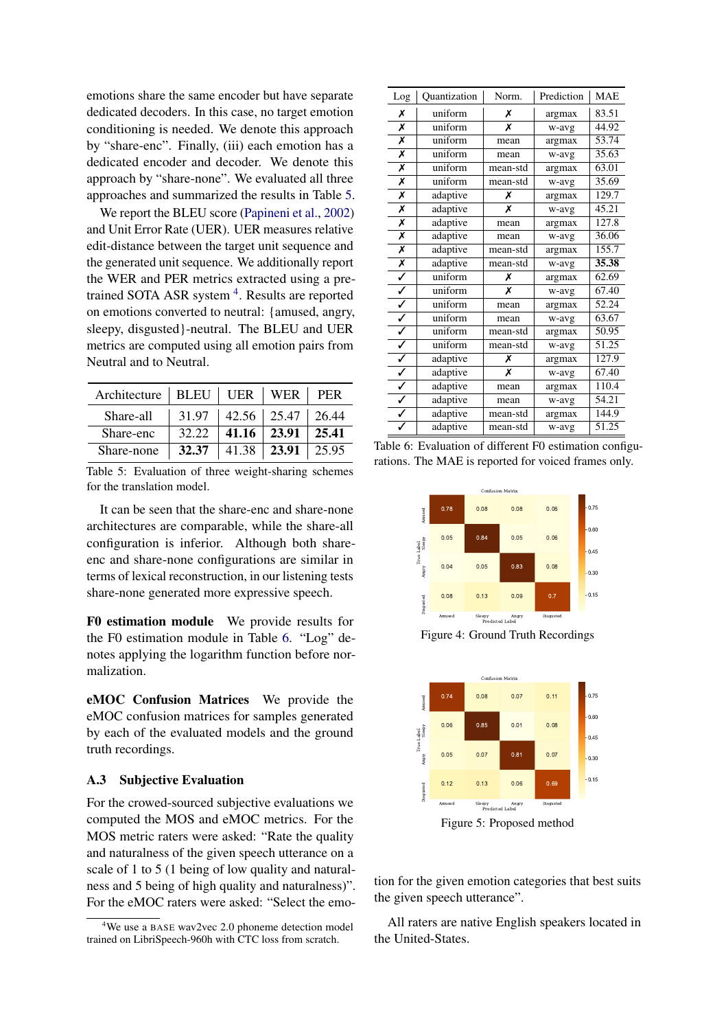emotions share the same encoder but have separate dedicated decoders. In this case, no target emotion conditioning is needed. We denote this approach by "share-enc". Finally, (iii) each emotion has a dedicated encoder and decoder. We denote this approach by "share-none". We evaluated all three approaches and summarized the results in Table 5.

We report the BLEU score (Papineni et al., 2002) and Unit Error Rate (UER). UER measures relative edit-distance between the target unit sequence and the generated unit sequence. We additionally report the WER and PER metrics extracted using a pre-trained SOTA ASR system [4]. Results are reported on emotions converted to neutral: {amused, angry, sleepy, disgusted}-neutral. The BLEU and UER metrics are computed using all emotion pairs from Neutral and to Neutral.

| Architecture | BLEU | UER | WER | PER |
|---|---|---|---|---|
| Share-all | 31.97 | 42.56 | 25.47 | 26.44 |
| Share-enc | 32.22 | **41.16** | **23.91** | **25.41** |
| Share-none | **32.37** | 41.38 | **23.91** | 25.95 |

Table 5: Evaluation of three weight-sharing schemes for the translation model.

It can be seen that the share-enc and share-none architectures are comparable, while the share-all configuration is inferior. Although both share-enc and share-none configurations are similar in terms of lexical reconstruction, in our listening tests share-none generated more expressive speech.

**F0 estimation module** We provide results for the F0 estimation module in Table 6. "Log" denotes applying the logarithm function before normalization.

**eMOC Confusion Matrices** We provide the eMOC confusion matrices for samples generated by each of the evaluated models and the ground truth recordings.

### A.3 Subjective Evaluation

For the crowed-sourced subjective evaluations we computed the MOS and eMOC metrics. For the MOS metric raters were asked: "Rate the quality and naturalness of the given speech utterance on a scale of 1 to 5 (1 being of low quality and naturalness and 5 being of high quality and naturalness)". For the eMOC raters were asked: "Select the emotion for the given emotion categories that best suits the given speech utterance".

All raters are native English speakers located in the United-States.

| Log | Quantization | Norm. | Prediction | MAE |
|---|---|---|---|---|
| ✗ | uniform | ✗ | argmax | 83.51 |
| ✗ | uniform | ✗ | w-avg | 44.92 |
| ✗ | uniform | mean | argmax | 53.74 |
| ✗ | uniform | mean | w-avg | 35.63 |
| ✗ | uniform | mean-std | argmax | 63.01 |
| ✗ | uniform | mean-std | w-avg | 35.69 |
| ✗ | adaptive | ✗ | argmax | 129.7 |
| ✗ | adaptive | ✗ | w-avg | 45.21 |
| ✗ | adaptive | mean | argmax | 127.8 |
| ✗ | adaptive | mean | w-avg | 36.06 |
| ✗ | adaptive | mean-std | argmax | 155.7 |
| ✗ | adaptive | mean-std | w-avg | **35.38** |
| ✓ | uniform | ✗ | argmax | 62.69 |
| ✓ | uniform | ✗ | w-avg | 67.40 |
| ✓ | uniform | mean | argmax | 52.24 |
| ✓ | uniform | mean | w-avg | 63.67 |
| ✓ | uniform | mean-std | argmax | 50.95 |
| ✓ | uniform | mean-std | w-avg | 51.25 |
| ✓ | adaptive | ✗ | argmax | 127.9 |
| ✓ | adaptive | ✗ | w-avg | 67.40 |
| ✓ | adaptive | mean | argmax | 110.4 |
| ✓ | adaptive | mean | w-avg | 54.21 |
| ✓ | adaptive | mean-std | argmax | 144.9 |
| ✓ | adaptive | mean-std | w-avg | 51.25 |

Table 6: Evaluation of different F0 estimation configurations. The MAE is reported for voiced frames only.

Figure 4: Ground Truth Recordings

Figure 5: Proposed method

[4] We use a BASE wav2vec 2.0 phoneme detection model trained on LibriSpeech-960h with CTC loss from scratch.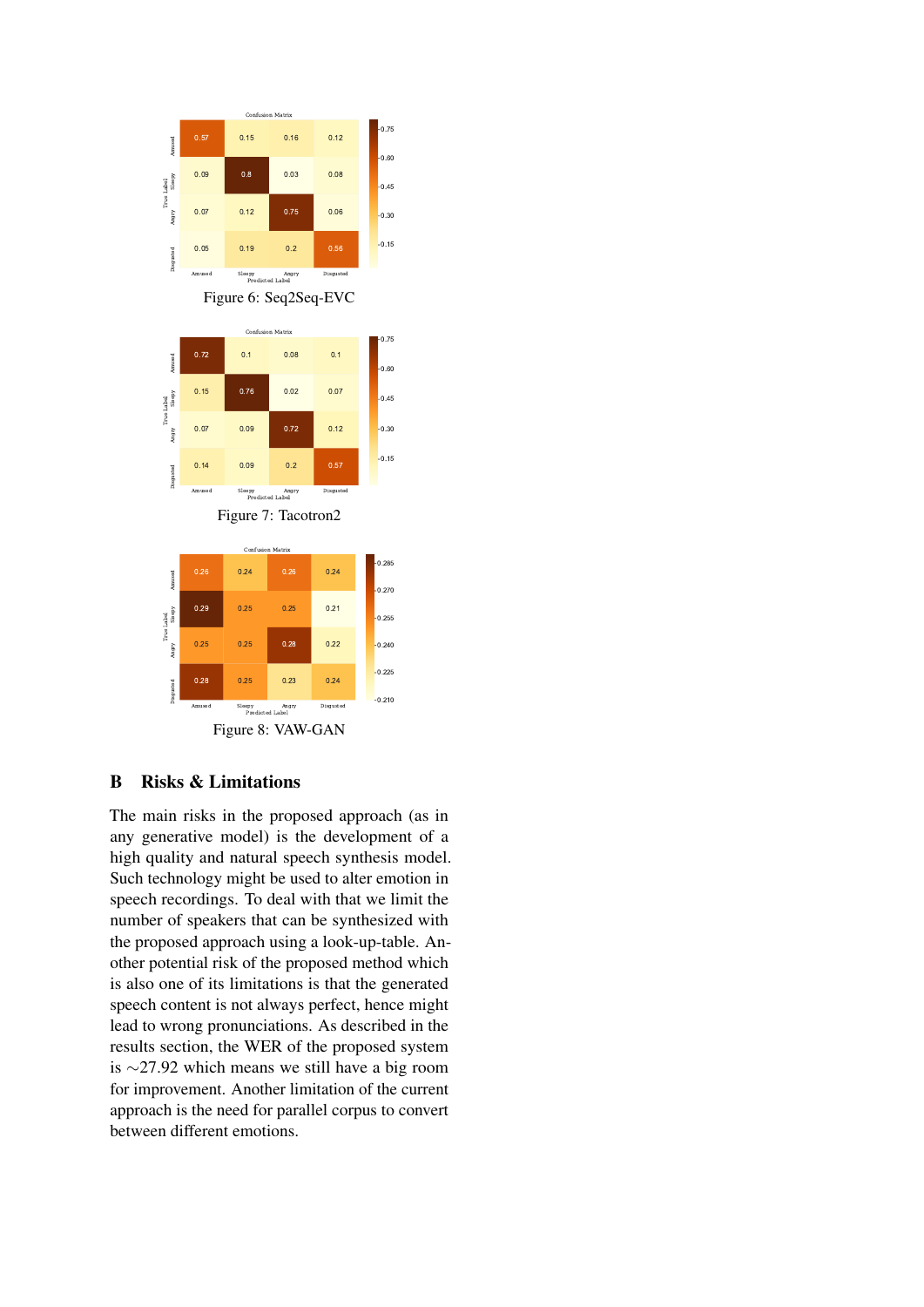Confusion Matrix

True Label

Amused
0.57 0.15 0.16 0.12

Sleepy
0.09 0.8 0.03 0.08

Angry
0.07 0.12 0.75 0.06

Disgusted
0.05 0.19 0.2 0.56

Amused Sleepy Angry Disgusted

Predicted Label

0.75
0.60
0.45
0.30
0.15

Figure 6: Seq2Seq-EVC

Confusion Matrix

True Label

Amused
0.72 0.1 0.08 0.1

Sleepy
0.15 0.76 0.02 0.07

Angry
0.07 0.09 0.72 0.12

Disgusted
0.14 0.09 0.2 0.57

Amused Sleepy Angry Disgusted

Predicted Label

0.75
0.60
0.45
0.30
0.15

Figure 7: Tacotron2

Confusion Matrix

True Label

Amused
0.26 0.24 0.26 0.24

Sleepy
0.29 0.25 0.25 0.21

Angry
0.25 0.25 0.28 0.22

Disgusted
0.28 0.25 0.23 0.24

Amused Sleepy Angry Disgusted

Predicted Label

0.285
0.270
0.255
0.240
0.225
0.210

Figure 8: VAW-GAN

## B Risks & Limitations

The main risks in the proposed approach (as in any generative model) is the development of a high quality and natural speech synthesis model. Such technology might be used to alter emotion in speech recordings. To deal with that we limit the number of speakers that can be synthesized with the proposed approach using a look-up-table. Another potential risk of the proposed method which is also one of its limitations is that the generated speech content is not always perfect, hence might lead to wrong pronunciations. As described in the results section, the WER of the proposed system is $\sim$27.92 which means we still have a big room for improvement. Another limitation of the current approach is the need for parallel corpus to convert between different emotions.